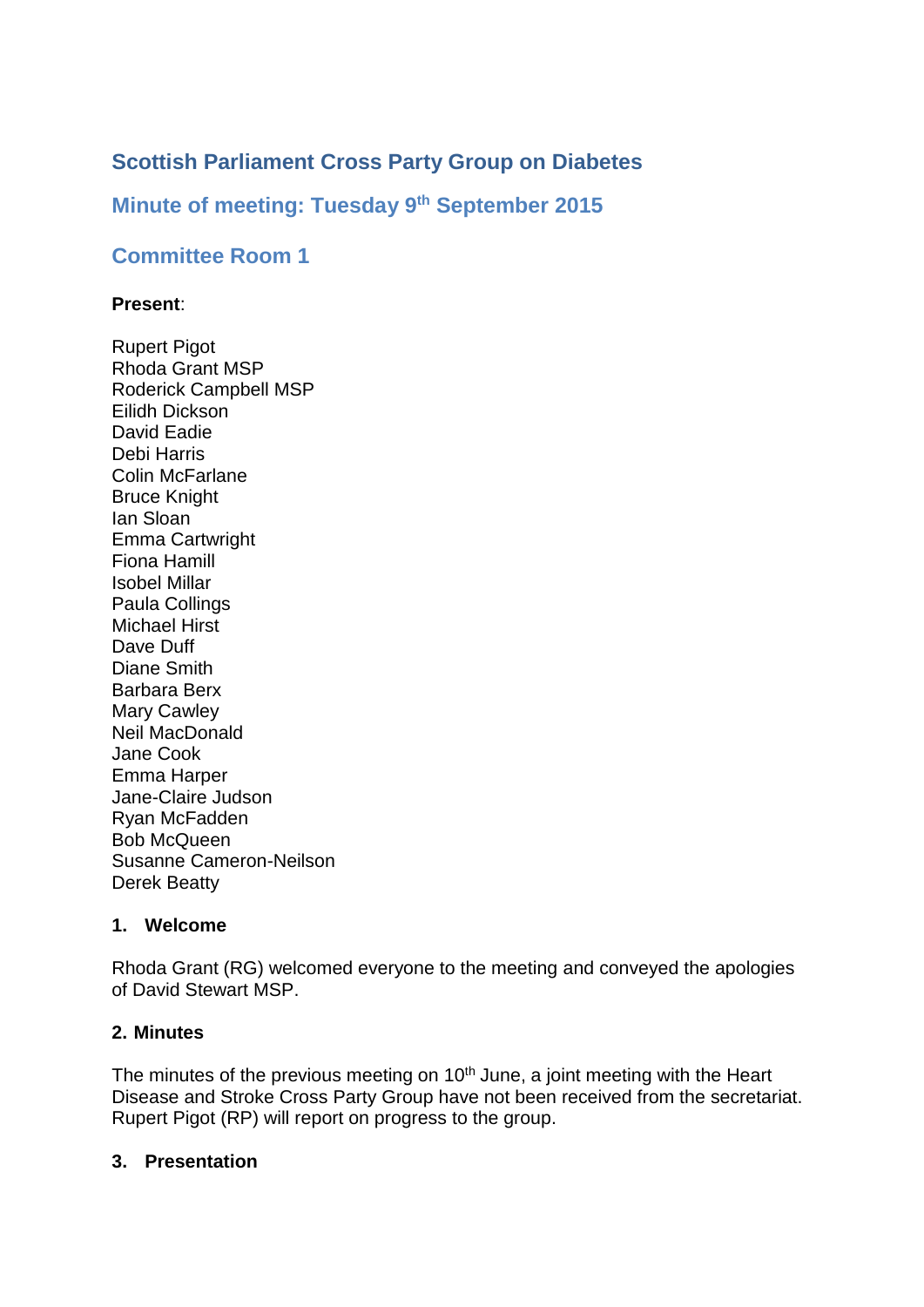# Scottish Parliament Cross Party Group on Diabetes

## Minute of meeting: Tuesday 9th September 2015

## Committee Room 1

**Present**:

Rupert Pigot
Rhoda Grant MSP
Roderick Campbell MSP
Eilidh Dickson
David Eadie
Debi Harris
Colin McFarlane
Bruce Knight
Ian Sloan
Emma Cartwright
Fiona Hamill
Isobel Millar
Paula Collings
Michael Hirst
Dave Duff
Diane Smith
Barbara Berx
Mary Cawley
Neil MacDonald
Jane Cook
Emma Harper
Jane-Claire Judson
Ryan McFadden
Bob McQueen
Susanne Cameron-Neilson
Derek Beatty

### 1. Welcome

Rhoda Grant (RG) welcomed everyone to the meeting and conveyed the apologies of David Stewart MSP.

### 2. Minutes

The minutes of the previous meeting on 10th June, a joint meeting with the Heart Disease and Stroke Cross Party Group have not been received from the secretariat. Rupert Pigot (RP) will report on progress to the group.

### 3. Presentation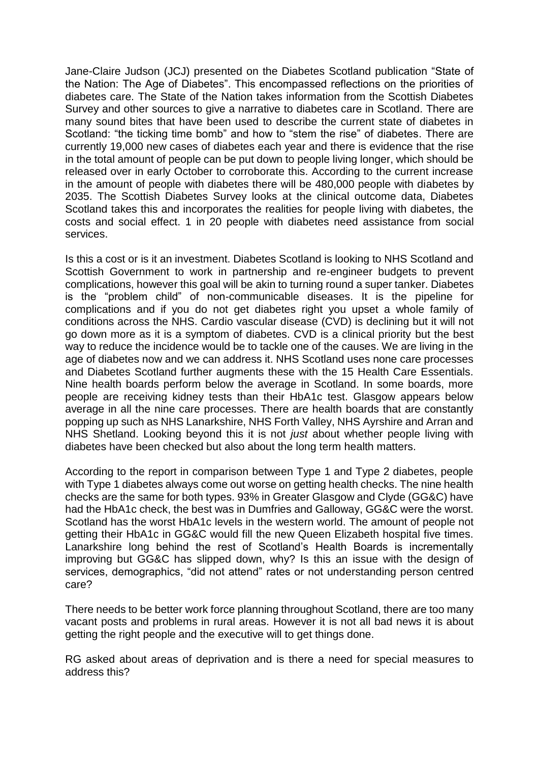Jane-Claire Judson (JCJ) presented on the Diabetes Scotland publication "State of the Nation: The Age of Diabetes". This encompassed reflections on the priorities of diabetes care. The State of the Nation takes information from the Scottish Diabetes Survey and other sources to give a narrative to diabetes care in Scotland. There are many sound bites that have been used to describe the current state of diabetes in Scotland: "the ticking time bomb" and how to "stem the rise" of diabetes. There are currently 19,000 new cases of diabetes each year and there is evidence that the rise in the total amount of people can be put down to people living longer, which should be released over in early October to corroborate this. According to the current increase in the amount of people with diabetes there will be 480,000 people with diabetes by 2035. The Scottish Diabetes Survey looks at the clinical outcome data, Diabetes Scotland takes this and incorporates the realities for people living with diabetes, the costs and social effect. 1 in 20 people with diabetes need assistance from social services.

Is this a cost or is it an investment. Diabetes Scotland is looking to NHS Scotland and Scottish Government to work in partnership and re-engineer budgets to prevent complications, however this goal will be akin to turning round a super tanker. Diabetes is the "problem child" of non-communicable diseases. It is the pipeline for complications and if you do not get diabetes right you upset a whole family of conditions across the NHS. Cardio vascular disease (CVD) is declining but it will not go down more as it is a symptom of diabetes. CVD is a clinical priority but the best way to reduce the incidence would be to tackle one of the causes. We are living in the age of diabetes now and we can address it. NHS Scotland uses none care processes and Diabetes Scotland further augments these with the 15 Health Care Essentials. Nine health boards perform below the average in Scotland. In some boards, more people are receiving kidney tests than their HbA1c test. Glasgow appears below average in all the nine care processes. There are health boards that are constantly popping up such as NHS Lanarkshire, NHS Forth Valley, NHS Ayrshire and Arran and NHS Shetland. Looking beyond this it is not *just* about whether people living with diabetes have been checked but also about the long term health matters.

According to the report in comparison between Type 1 and Type 2 diabetes, people with Type 1 diabetes always come out worse on getting health checks. The nine health checks are the same for both types. 93% in Greater Glasgow and Clyde (GG&C) have had the HbA1c check, the best was in Dumfries and Galloway, GG&C were the worst. Scotland has the worst HbA1c levels in the western world. The amount of people not getting their HbA1c in GG&C would fill the new Queen Elizabeth hospital five times. Lanarkshire long behind the rest of Scotland's Health Boards is incrementally improving but GG&C has slipped down, why? Is this an issue with the design of services, demographics, "did not attend" rates or not understanding person centred care?

There needs to be better work force planning throughout Scotland, there are too many vacant posts and problems in rural areas. However it is not all bad news it is about getting the right people and the executive will to get things done.

RG asked about areas of deprivation and is there a need for special measures to address this?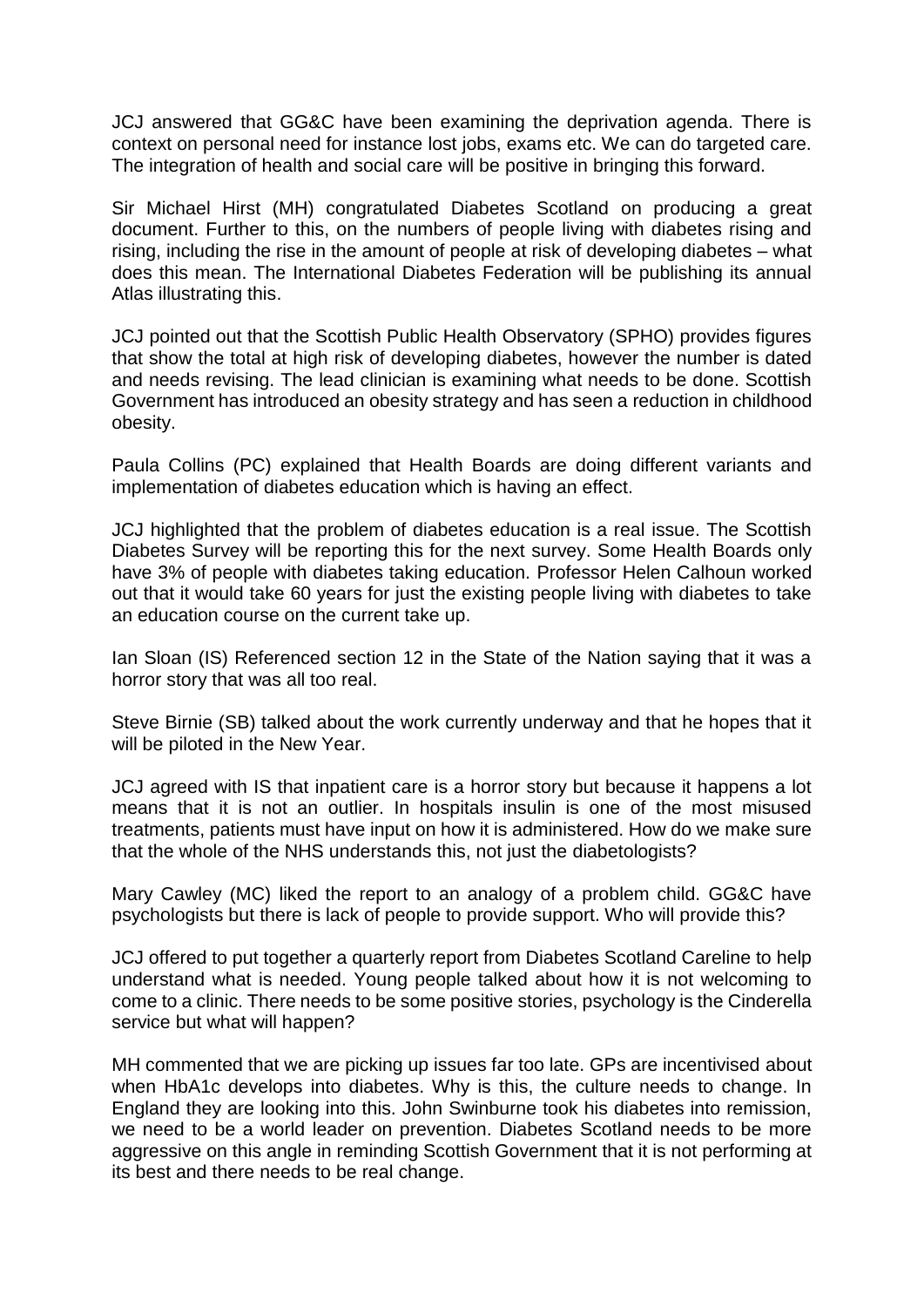JCJ answered that GG&C have been examining the deprivation agenda. There is context on personal need for instance lost jobs, exams etc. We can do targeted care. The integration of health and social care will be positive in bringing this forward.

Sir Michael Hirst (MH) congratulated Diabetes Scotland on producing a great document. Further to this, on the numbers of people living with diabetes rising and rising, including the rise in the amount of people at risk of developing diabetes – what does this mean. The International Diabetes Federation will be publishing its annual Atlas illustrating this.

JCJ pointed out that the Scottish Public Health Observatory (SPHO) provides figures that show the total at high risk of developing diabetes, however the number is dated and needs revising. The lead clinician is examining what needs to be done. Scottish Government has introduced an obesity strategy and has seen a reduction in childhood obesity.

Paula Collins (PC) explained that Health Boards are doing different variants and implementation of diabetes education which is having an effect.

JCJ highlighted that the problem of diabetes education is a real issue. The Scottish Diabetes Survey will be reporting this for the next survey. Some Health Boards only have 3% of people with diabetes taking education. Professor Helen Calhoun worked out that it would take 60 years for just the existing people living with diabetes to take an education course on the current take up.

Ian Sloan (IS) Referenced section 12 in the State of the Nation saying that it was a horror story that was all too real.

Steve Birnie (SB) talked about the work currently underway and that he hopes that it will be piloted in the New Year.

JCJ agreed with IS that inpatient care is a horror story but because it happens a lot means that it is not an outlier. In hospitals insulin is one of the most misused treatments, patients must have input on how it is administered. How do we make sure that the whole of the NHS understands this, not just the diabetologists?

Mary Cawley (MC) liked the report to an analogy of a problem child. GG&C have psychologists but there is lack of people to provide support. Who will provide this?

JCJ offered to put together a quarterly report from Diabetes Scotland Careline to help understand what is needed. Young people talked about how it is not welcoming to come to a clinic. There needs to be some positive stories, psychology is the Cinderella service but what will happen?

MH commented that we are picking up issues far too late. GPs are incentivised about when HbA1c develops into diabetes. Why is this, the culture needs to change. In England they are looking into this. John Swinburne took his diabetes into remission, we need to be a world leader on prevention. Diabetes Scotland needs to be more aggressive on this angle in reminding Scottish Government that it is not performing at its best and there needs to be real change.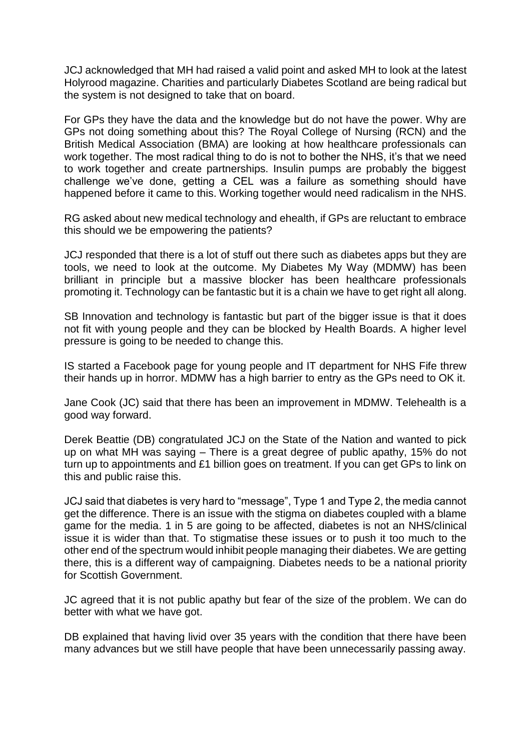JCJ acknowledged that MH had raised a valid point and asked MH to look at the latest Holyrood magazine. Charities and particularly Diabetes Scotland are being radical but the system is not designed to take that on board.

For GPs they have the data and the knowledge but do not have the power. Why are GPs not doing something about this? The Royal College of Nursing (RCN) and the British Medical Association (BMA) are looking at how healthcare professionals can work together. The most radical thing to do is not to bother the NHS, it's that we need to work together and create partnerships. Insulin pumps are probably the biggest challenge we've done, getting a CEL was a failure as something should have happened before it came to this. Working together would need radicalism in the NHS.

RG asked about new medical technology and ehealth, if GPs are reluctant to embrace this should we be empowering the patients?

JCJ responded that there is a lot of stuff out there such as diabetes apps but they are tools, we need to look at the outcome. My Diabetes My Way (MDMW) has been brilliant in principle but a massive blocker has been healthcare professionals promoting it. Technology can be fantastic but it is a chain we have to get right all along.

SB Innovation and technology is fantastic but part of the bigger issue is that it does not fit with young people and they can be blocked by Health Boards. A higher level pressure is going to be needed to change this.

IS started a Facebook page for young people and IT department for NHS Fife threw their hands up in horror. MDMW has a high barrier to entry as the GPs need to OK it.

Jane Cook (JC) said that there has been an improvement in MDMW. Telehealth is a good way forward.

Derek Beattie (DB) congratulated JCJ on the State of the Nation and wanted to pick up on what MH was saying – There is a great degree of public apathy, 15% do not turn up to appointments and £1 billion goes on treatment. If you can get GPs to link on this and public raise this.

JCJ said that diabetes is very hard to "message", Type 1 and Type 2, the media cannot get the difference. There is an issue with the stigma on diabetes coupled with a blame game for the media. 1 in 5 are going to be affected, diabetes is not an NHS/clinical issue it is wider than that. To stigmatise these issues or to push it too much to the other end of the spectrum would inhibit people managing their diabetes. We are getting there, this is a different way of campaigning. Diabetes needs to be a national priority for Scottish Government.

JC agreed that it is not public apathy but fear of the size of the problem. We can do better with what we have got.

DB explained that having livid over 35 years with the condition that there have been many advances but we still have people that have been unnecessarily passing away.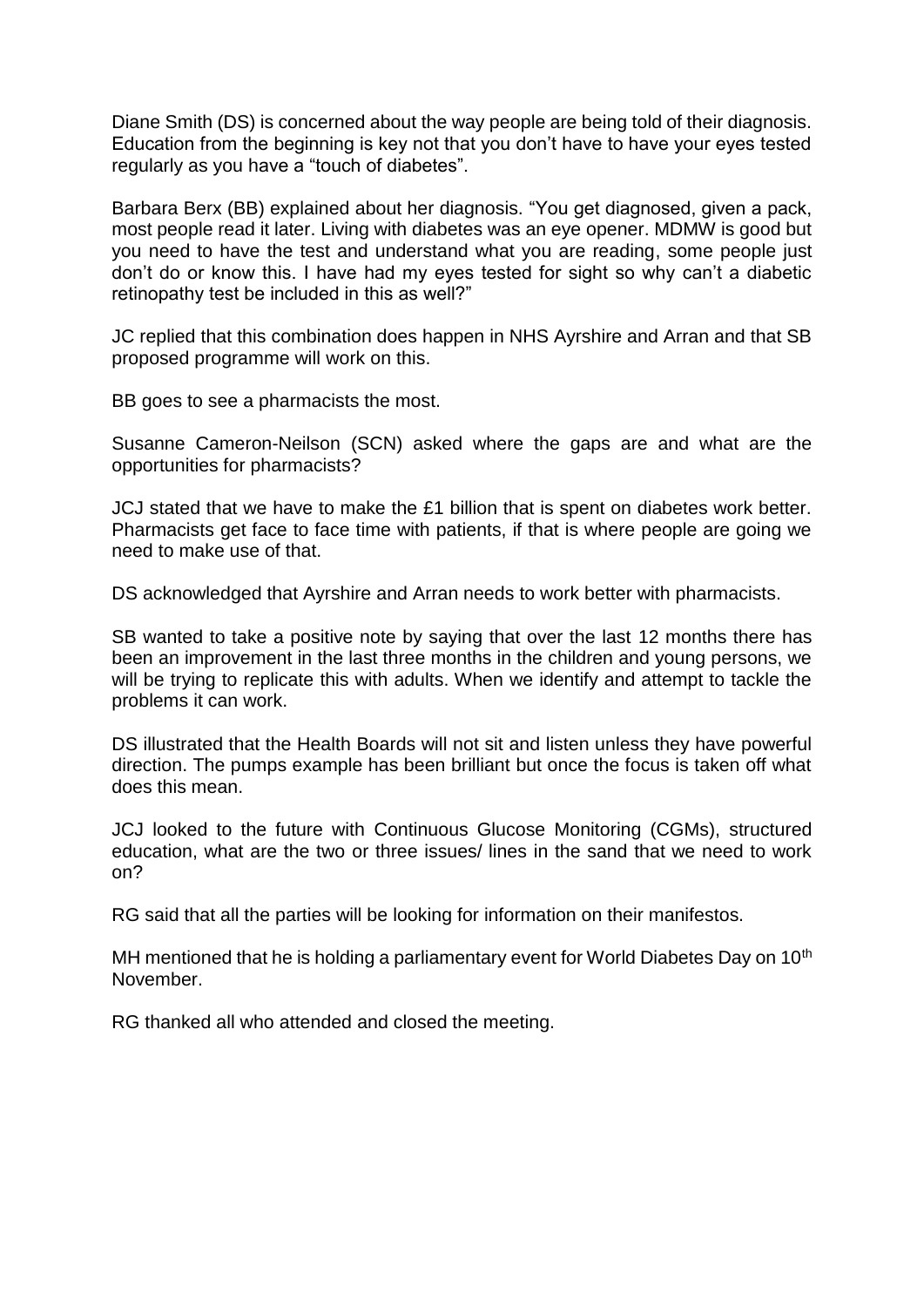Diane Smith (DS) is concerned about the way people are being told of their diagnosis. Education from the beginning is key not that you don't have to have your eyes tested regularly as you have a "touch of diabetes".

Barbara Berx (BB) explained about her diagnosis. "You get diagnosed, given a pack, most people read it later. Living with diabetes was an eye opener. MDMW is good but you need to have the test and understand what you are reading, some people just don't do or know this. I have had my eyes tested for sight so why can't a diabetic retinopathy test be included in this as well?"

JC replied that this combination does happen in NHS Ayrshire and Arran and that SB proposed programme will work on this.

BB goes to see a pharmacists the most.

Susanne Cameron-Neilson (SCN) asked where the gaps are and what are the opportunities for pharmacists?

JCJ stated that we have to make the £1 billion that is spent on diabetes work better. Pharmacists get face to face time with patients, if that is where people are going we need to make use of that.

DS acknowledged that Ayrshire and Arran needs to work better with pharmacists.

SB wanted to take a positive note by saying that over the last 12 months there has been an improvement in the last three months in the children and young persons, we will be trying to replicate this with adults. When we identify and attempt to tackle the problems it can work.

DS illustrated that the Health Boards will not sit and listen unless they have powerful direction. The pumps example has been brilliant but once the focus is taken off what does this mean.

JCJ looked to the future with Continuous Glucose Monitoring (CGMs), structured education, what are the two or three issues/ lines in the sand that we need to work on?

RG said that all the parties will be looking for information on their manifestos.

MH mentioned that he is holding a parliamentary event for World Diabetes Day on 10th November.

RG thanked all who attended and closed the meeting.